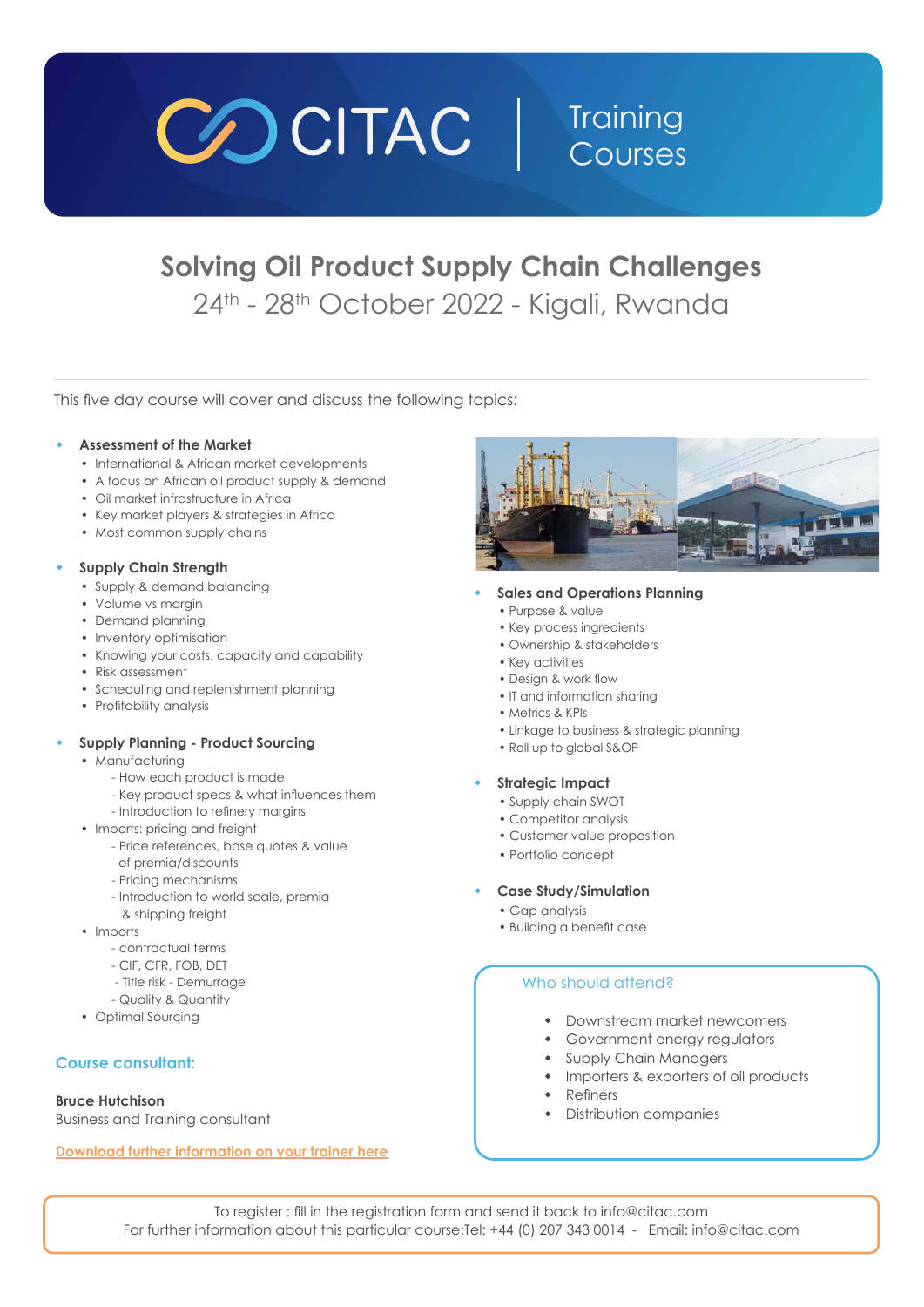# CITAC | Training Courses

## Solving Oil Product Supply Chain Challenges

24th - 28th October 2022 - Kigali, Rwanda

This five day course will cover and discuss the following topics:

### Assessment of the Market

- International & African market developments
- A focus on African oil product supply & demand
- Oil market infrastructure in Africa
- Key market players & strategies in Africa
- Most common supply chains

### Supply Chain Strength

- Supply & demand balancing
- Volume vs margin
- Demand planning
- Inventory optimisation
- Knowing your costs, capacity and capability
- Risk assessment
- Scheduling and replenishment planning
- Profitability analysis

### Supply Planning - Product Sourcing

- Manufacturing
  - How each product is made
  - Key product specs & what influences them
  - Introduction to refinery margins
- Imports: pricing and freight
  - Price references, base quotes & value of premia/discounts
  - Pricing mechanisms
  - Introduction to world scale, premia & shipping freight
- Imports
  - contractual terms
  - CIF, CFR, FOB, DET
  - Title risk - Demurrage
  - Quality & Quantity
- Optimal Sourcing

### Sales and Operations Planning

- Purpose & value
- Key process ingredients
- Ownership & stakeholders
- Key activities
- Design & work flow
- IT and information sharing
- Metrics & KPIs
- Linkage to business & strategic planning
- Roll up to global S&OP

### Strategic Impact

- Supply chain SWOT
- Competitor analysis
- Customer value proposition
- Portfolio concept

### Case Study/Simulation

- Gap analysis
- Building a benefit case

### Who should attend?

- Downstream market newcomers
- Government energy regulators
- Supply Chain Managers
- Importers & exporters of oil products
- Refiners
- Distribution companies

### Course consultant:

**Bruce Hutchison**
Business and Training consultant

Download further information on your trainer here

To register : fill in the registration form and send it back to info@citac.com
For further information about this particular course:Tel: +44 (0) 207 343 0014 - Email: info@citac.com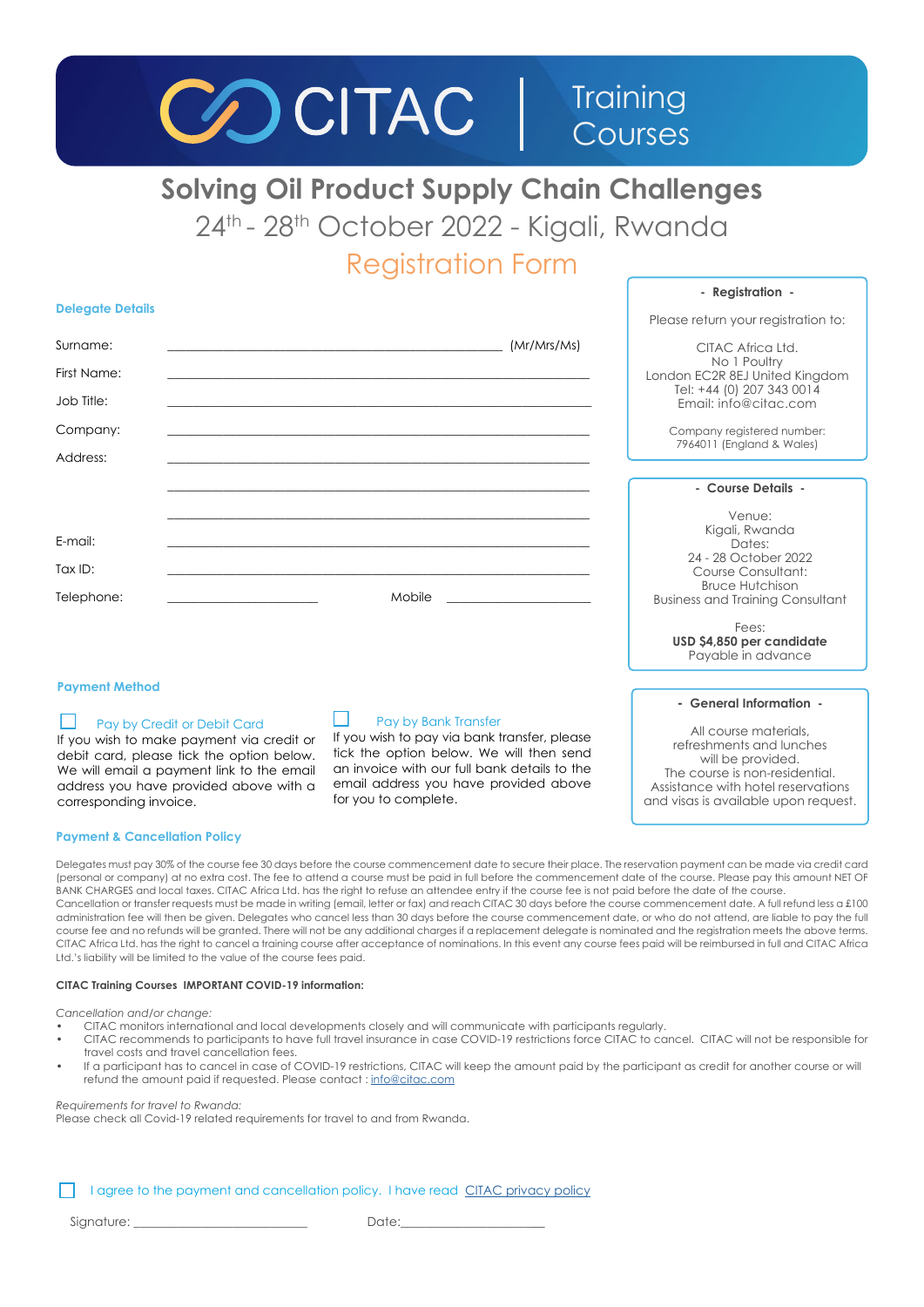# CITAC | Training Courses

## Solving Oil Product Supply Chain Challenges

24th - 28th October 2022 - Kigali, Rwanda

## Registration Form

### Delegate Details

Surname: ______________________________ (Mr/Mrs/Ms)

First Name: ______________________________

Job Title: ______________________________

Company: ______________________________

Address: ______________________________

______________________________

______________________________

E-mail: ______________________________

Tax ID: ______________________________

Telephone: ______________ Mobile ______________

### - Registration -

Please return your registration to:

CITAC Africa Ltd.
No 1 Poultry
London EC2R 8EJ United Kingdom
Tel: +44 (0) 207 343 0014
Email: info@citac.com

Company registered number:
7964011 (England & Wales)

### - Course Details -

Venue:
Kigali, Rwanda
Dates:
24 - 28 October 2022
Course Consultant:
Bruce Hutchison
Business and Training Consultant

Fees:
**USD $4,850 per candidate**
Payable in advance

### Payment Method

☐ Pay by Credit or Debit Card

If you wish to make payment via credit or debit card, please tick the option below. We will email a payment link to the email address you have provided above with a corresponding invoice.

☐ Pay by Bank Transfer

If you wish to pay via bank transfer, please tick the option below. We will then send an invoice with our full bank details to the email address you have provided above for you to complete.

### - General Information -

All course materials, refreshments and lunches will be provided.
The course is non-residential.
Assistance with hotel reservations and visas is available upon request.

### Payment & Cancellation Policy

Delegates must pay 30% of the course fee 30 days before the course commencement date to secure their place. The reservation payment can be made via credit card (personal or company) at no extra cost. The fee to attend a course must be paid in full before the commencement date of the course. Please pay this amount NET OF BANK CHARGES and local taxes. CITAC Africa Ltd. has the right to refuse an attendee entry if the course fee is not paid before the date of the course.
Cancellation or transfer requests must be made in writing (email, letter or fax) and reach CITAC 30 days before the course commencement date. A full refund less a £100 administration fee will then be given. Delegates who cancel less than 30 days before the course commencement date, or who do not attend, are liable to pay the full course fee and no refunds will be granted. There will not be any additional charges if a replacement delegate is nominated and the registration meets the above terms. CITAC Africa Ltd. has the right to cancel a training course after acceptance of nominations. In this event any course fees paid will be reimbursed in full and CITAC Africa Ltd.'s liability will be limited to the value of the course fees paid.

**CITAC Training Courses IMPORTANT COVID-19 information:**

*Cancellation and/or change:*

- CITAC monitors international and local developments closely and will communicate with participants regularly.
- CITAC recommends to participants to have full travel insurance in case COVID-19 restrictions force CITAC to cancel. CITAC will not be responsible for travel costs and travel cancellation fees.
- If a participant has to cancel in case of COVID-19 restrictions, CITAC will keep the amount paid by the participant as credit for another course or will refund the amount paid if requested. Please contact : info@citac.com

*Requirements for travel to Rwanda:*
Please check all Covid-19 related requirements for travel to and from Rwanda.

☐ I agree to the payment and cancellation policy. I have read CITAC privacy policy

Signature: ______________________ Date: ______________________